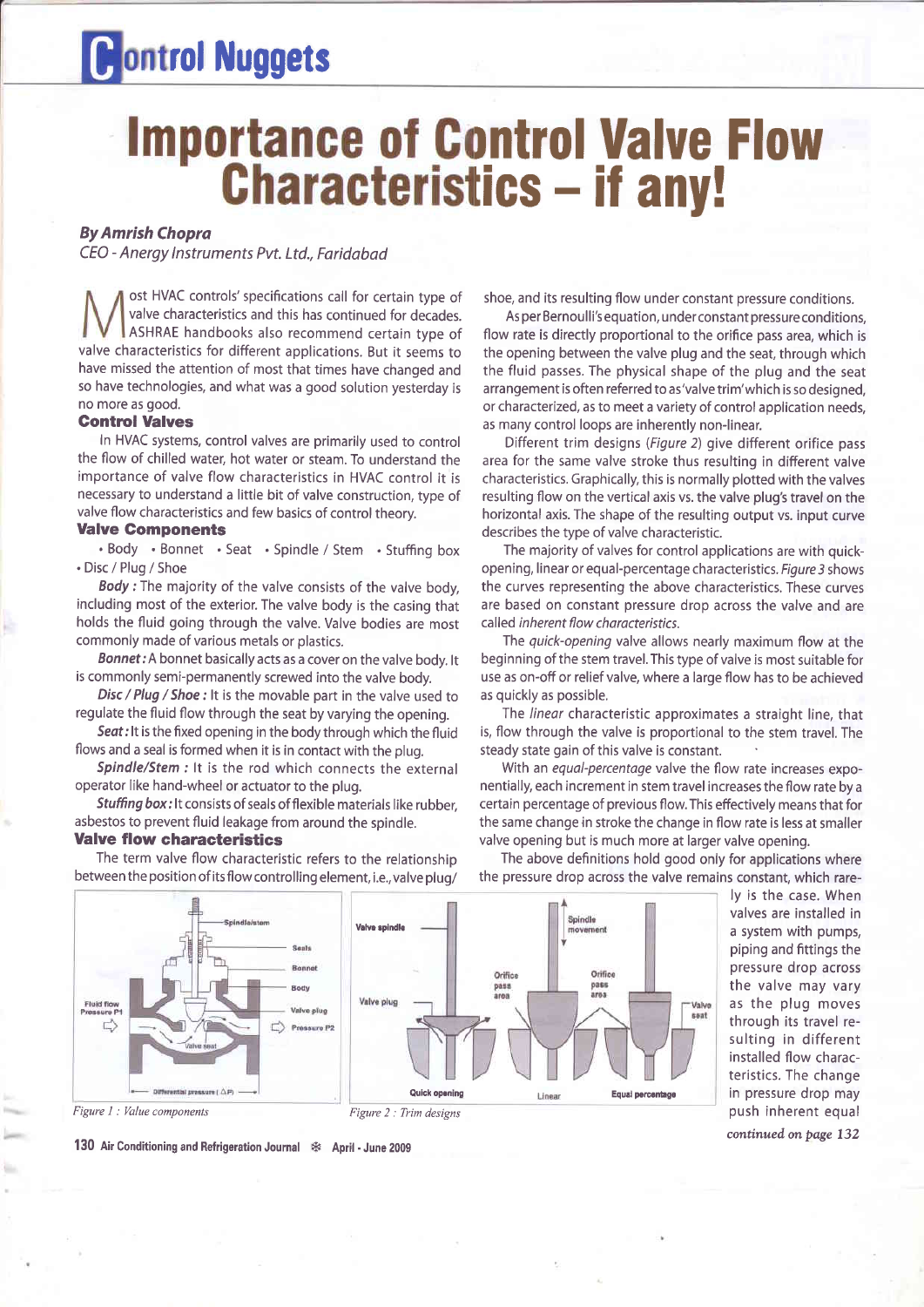# Importance of Control Valve Flow Characteristics – if any!

***By Amrish Chopra***

*CEO - Anergy Instruments Pvt. Ltd., Faridabad*

Most HVAC controls' specifications call for certain type of valve characteristics and this has continued for decades. ASHRAE handbooks also recommend certain type of valve characteristics for different applications. But it seems to have missed the attention of most that times have changed and so have technologies, and what was a good solution yesterday is no more as good.

### Control Valves

In HVAC systems, control valves are primarily used to control the flow of chilled water, hot water or steam. To understand the importance of valve flow characteristics in HVAC control it is necessary to understand a little bit of valve construction, type of valve flow characteristics and few basics of control theory.

### Valve Components

- Body • Bonnet • Seat • Spindle / Stem • Stuffing box
- Disc / Plug / Shoe

***Body :*** The majority of the valve consists of the valve body, including most of the exterior. The valve body is the casing that holds the fluid going through the valve. Valve bodies are most commonly made of various metals or plastics.

***Bonnet :*** A bonnet basically acts as a cover on the valve body. It is commonly semi-permanently screwed into the valve body.

***Disc / Plug / Shoe :*** It is the movable part in the valve used to regulate the fluid flow through the seat by varying the opening.

***Seat :*** It is the fixed opening in the body through which the fluid flows and a seal is formed when it is in contact with the plug.

***Spindle/Stem :*** It is the rod which connects the external operator like hand-wheel or actuator to the plug.

***Stuffing box :*** It consists of seals of flexible materials like rubber, asbestos to prevent fluid leakage from around the spindle.

### Valve flow characteristics

The term valve flow characteristic refers to the relationship between the position of its flow controlling element, i.e., valve plug/shoe, and its resulting flow under constant pressure conditions.

As per Bernoulli's equation, under constant pressure conditions, flow rate is directly proportional to the orifice pass area, which is the opening between the valve plug and the seat, through which the fluid passes. The physical shape of the plug and the seat arrangement is often referred to as 'valve trim' which is so designed, or characterized, as to meet a variety of control application needs, as many control loops are inherently non-linear.

Different trim designs (*Figure 2*) give different orifice pass area for the same valve stroke thus resulting in different valve characteristics. Graphically, this is normally plotted with the valves resulting flow on the vertical axis vs. the valve plug's travel on the horizontal axis. The shape of the resulting output vs. input curve describes the type of valve characteristic.

The majority of valves for control applications are with quick-opening, linear or equal-percentage characteristics. *Figure 3* shows the curves representing the above characteristics. These curves are based on constant pressure drop across the valve and are called *inherent flow characteristics*.

The *quick-opening* valve allows nearly maximum flow at the beginning of the stem travel. This type of valve is most suitable for use as on-off or relief valve, where a large flow has to be achieved as quickly as possible.

The *linear* characteristic approximates a straight line, that is, flow through the valve is proportional to the stem travel. The steady state gain of this valve is constant.

With an *equal-percentage* valve the flow rate increases exponentially, each increment in stem travel increases the flow rate by a certain percentage of previous flow. This effectively means that for the same change in stroke the change in flow rate is less at smaller valve opening but is much more at larger valve opening.

The above definitions hold good only for applications where the pressure drop across the valve remains constant, which rarely is the case. When valves are installed in a system with pumps, piping and fittings the pressure drop across the valve may vary as the plug moves through its travel resulting in different installed flow characteristics. The change in pressure drop may push inherent equal

*continued on page 132*

*Figure 1 : Value components*

*Figure 2 : Trim designs*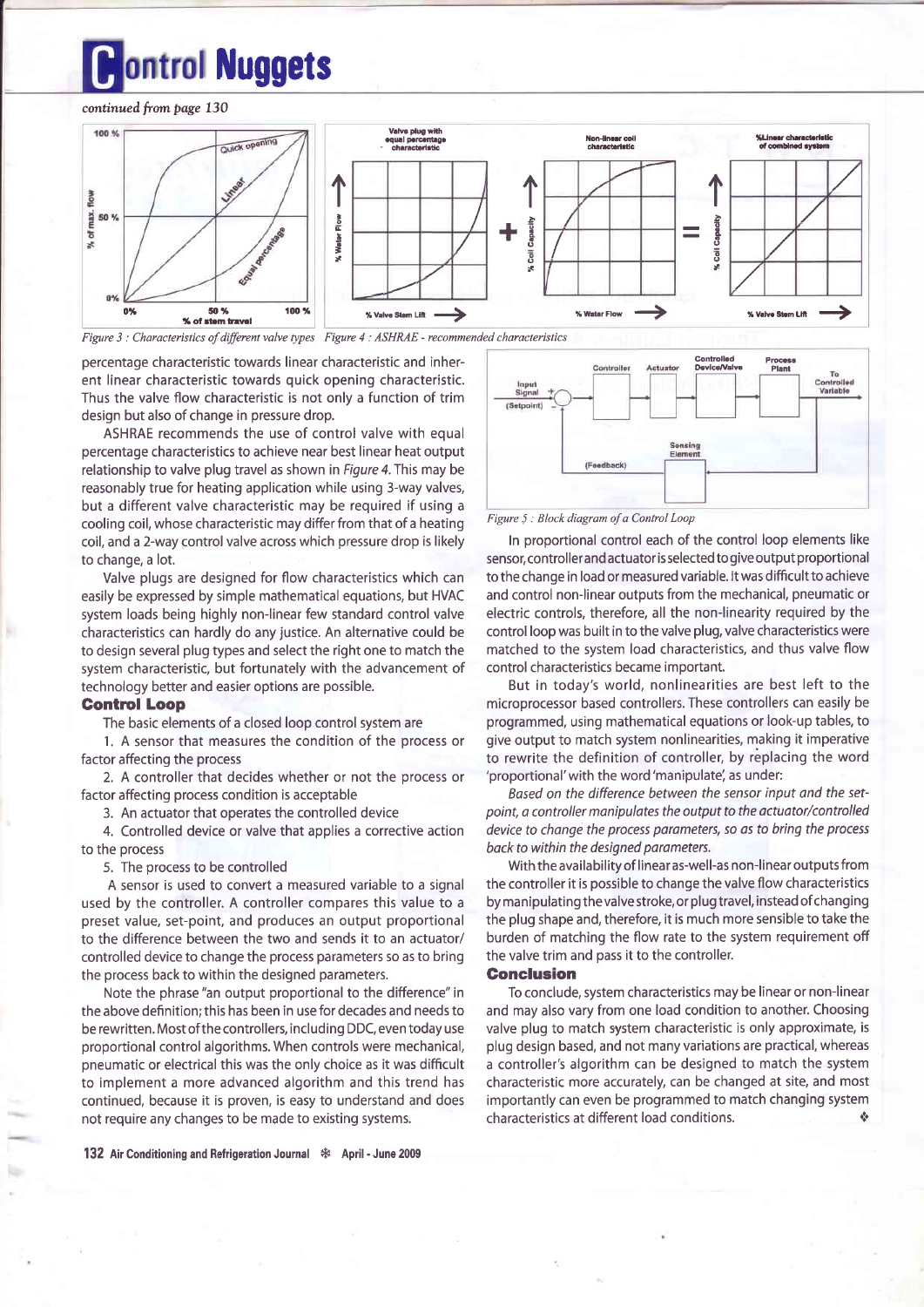# Control Nuggets

*continued from page 130*

100 %

Quick opening

Linear

50 %

% of max. flow

Equal percentage

0%

0%

50 %

100 %

% of stem travel

Valve plug with equal percentage characteristic

% Water Flow

% Valve Stem Lift

Non-linear coil characteristic

% Coil Capacity

% Water Flow

%Linear characteristic of combined system

% Coil Capacity

% Valve Stem Lift

*Figure 3 : Characteristics of different valve types* *Figure 4 : ASHRAE - recommended characteristics*

percentage characteristic towards linear characteristic and inherent linear characteristic towards quick opening characteristic. Thus the valve flow characteristic is not only a function of trim design but also of change in pressure drop.

ASHRAE recommends the use of control valve with equal percentage characteristics to achieve near best linear heat output relationship to valve plug travel as shown in *Figure 4*. This may be reasonably true for heating application while using 3-way valves, but a different valve characteristic may be required if using a cooling coil, whose characteristic may differ from that of a heating coil, and a 2-way control valve across which pressure drop is likely to change, a lot.

Valve plugs are designed for flow characteristics which can easily be expressed by simple mathematical equations, but HVAC system loads being highly non-linear few standard control valve characteristics can hardly do any justice. An alternative could be to design several plug types and select the right one to match the system characteristic, but fortunately with the advancement of technology better and easier options are possible.

## Control Loop

The basic elements of a closed loop control system are

1. A sensor that measures the condition of the process or factor affecting the process
2. A controller that decides whether or not the process or factor affecting process condition is acceptable
3. An actuator that operates the controlled device
4. Controlled device or valve that applies a corrective action to the process
5. The process to be controlled

A sensor is used to convert a measured variable to a signal used by the controller. A controller compares this value to a preset value, set-point, and produces an output proportional to the difference between the two and sends it to an actuator/controlled device to change the process parameters so as to bring the process back to within the designed parameters.

Note the phrase "an output proportional to the difference" in the above definition; this has been in use for decades and needs to be rewritten. Most of the controllers, including DDC, even today use proportional control algorithms. When controls were mechanical, pneumatic or electrical this was the only choice as it was difficult to implement a more advanced algorithm and this trend has continued, because it is proven, is easy to understand and does not require any changes to be made to existing systems.

Input Signal (Setpoint)

Controller

Actuator

Controlled Device/Valve

Process Plant

To Controlled Variable

Sensing Element

(Feedback)

*Figure 5 : Block diagram of a Control Loop*

In proportional control each of the control loop elements like sensor, controller and actuator is selected to give output proportional to the change in load or measured variable. It was difficult to achieve and control non-linear outputs from the mechanical, pneumatic or electric controls, therefore, all the non-linearity required by the control loop was built in to the valve plug, valve characteristics were matched to the system load characteristics, and thus valve flow control characteristics became important.

But in today's world, nonlinearities are best left to the microprocessor based controllers. These controllers can easily be programmed, using mathematical equations or look-up tables, to give output to match system nonlinearities, making it imperative to rewrite the definition of controller, by replacing the word 'proportional' with the word 'manipulate', as under:

*Based on the difference between the sensor input and the set-point, a controller manipulates the output to the actuator/controlled device to change the process parameters, so as to bring the process back to within the designed parameters.*

With the availability of linear as-well-as non-linear outputs from the controller it is possible to change the valve flow characteristics by manipulating the valve stroke, or plug travel, instead of changing the plug shape and, therefore, it is much more sensible to take the burden of matching the flow rate to the system requirement off the valve trim and pass it to the controller.

## Conclusion

To conclude, system characteristics may be linear or non-linear and may also vary from one load condition to another. Choosing valve plug to match system characteristic is only approximate, is plug design based, and not many variations are practical, whereas a controller's algorithm can be designed to match the system characteristic more accurately, can be changed at site, and most importantly can even be programmed to match changing system characteristics at different load conditions.